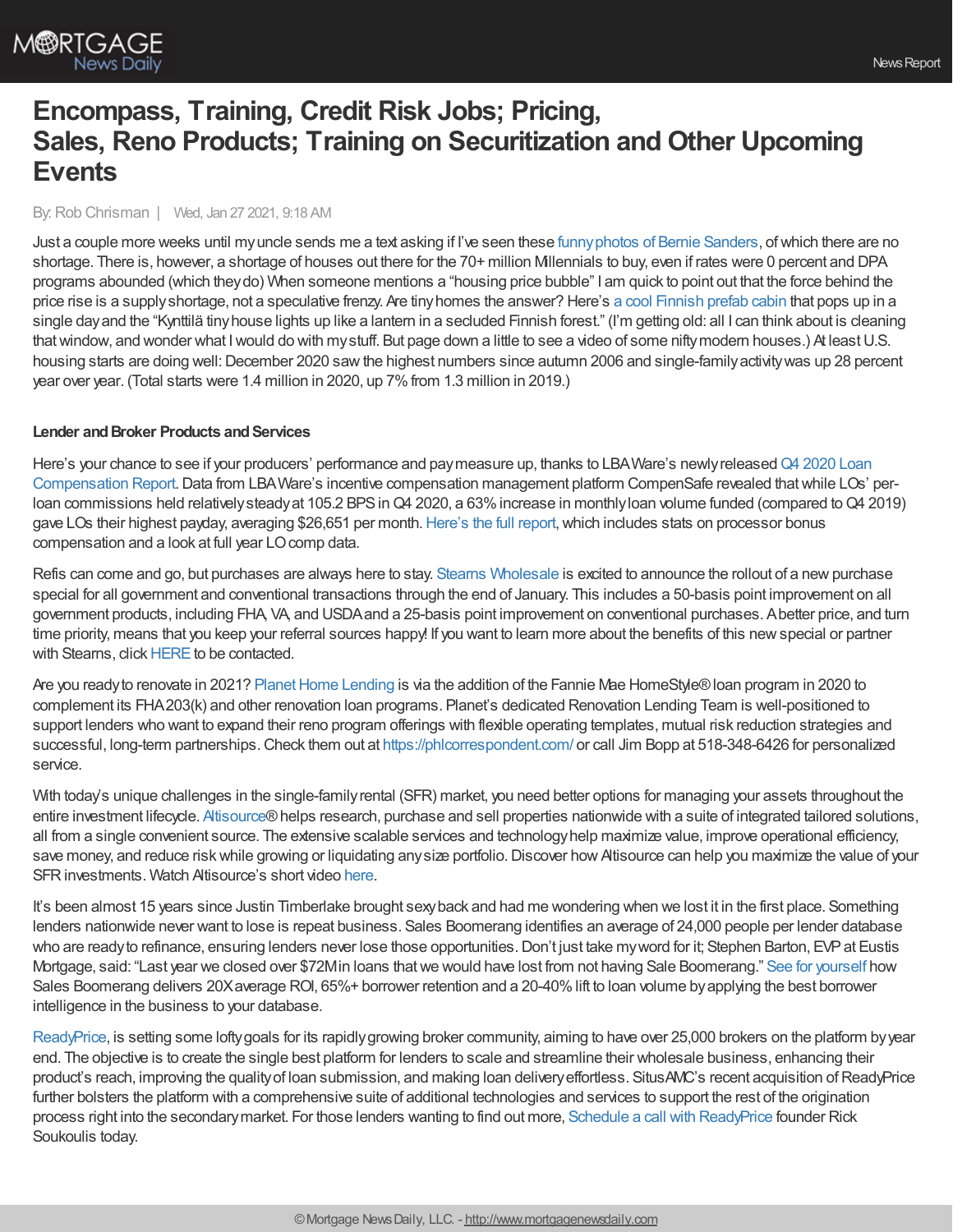# Encompass, Training, Credit Risk Jobs; Pricing, Sales, Reno Products; Training on Securitization and Other Upcoming Events

By: Rob Chrisman | Wed, Jan 27 2021, 9:18 AM

Just a couple more weeks until my uncle sends me a text asking if I've seen these funny photos of Bernie Sanders, of which there are no shortage. There is, however, a shortage of houses out there for the 70+ million Millennials to buy, even if rates were 0 percent and DPA programs abounded (which they do) When someone mentions a "housing price bubble" I am quick to point out that the force behind the price rise is a supply shortage, not a speculative frenzy. Are tiny homes the answer? Here's a cool Finnish prefab cabin that pops up in a single day and the "Kynttilä tiny house lights up like a lantern in a secluded Finnish forest." (I'm getting old: all I can think about is cleaning that window, and wonder what I would do with my stuff. But page down a little to see a video of some nifty modern houses.) At least U.S. housing starts are doing well: December 2020 saw the highest numbers since autumn 2006 and single-family activity was up 28 percent year over year. (Total starts were 1.4 million in 2020, up 7% from 1.3 million in 2019.)

**Lender and Broker Products and Services**

Here's your chance to see if your producers' performance and pay measure up, thanks to LBAWare's newly released Q4 2020 Loan Compensation Report. Data from LBAWare's incentive compensation management platform CompenSafe revealed that while LOs' per-loan commissions held relatively steady at 105.2 BPS in Q4 2020, a 63% increase in monthly loan volume funded (compared to Q4 2019) gave LOs their highest payday, averaging $26,651 per month. Here's the full report, which includes stats on processor bonus compensation and a look at full year LO comp data.

Refis can come and go, but purchases are always here to stay. Stearns Wholesale is excited to announce the rollout of a new purchase special for all government and conventional transactions through the end of January. This includes a 50-basis point improvement on all government products, including FHA, VA, and USDA and a 25-basis point improvement on conventional purchases. A better price, and turn time priority, means that you keep your referral sources happy! If you want to learn more about the benefits of this new special or partner with Stearns, click HERE to be contacted.

Are you ready to renovate in 2021? Planet Home Lending is via the addition of the Fannie Mae HomeStyle® loan program in 2020 to complement its FHA 203(k) and other renovation loan programs. Planet's dedicated Renovation Lending Team is well-positioned to support lenders who want to expand their reno program offerings with flexible operating templates, mutual risk reduction strategies and successful, long-term partnerships. Check them out at https://phlcorrespondent.com/ or call Jim Bopp at 518-348-6426 for personalized service.

With today's unique challenges in the single-family rental (SFR) market, you need better options for managing your assets throughout the entire investment lifecycle. Altisource® helps research, purchase and sell properties nationwide with a suite of integrated tailored solutions, all from a single convenient source. The extensive scalable services and technology help maximize value, improve operational efficiency, save money, and reduce risk while growing or liquidating any size portfolio. Discover how Altisource can help you maximize the value of your SFR investments. Watch Altisource's short video here.

It's been almost 15 years since Justin Timberlake brought sexy back and had me wondering when we lost it in the first place. Something lenders nationwide never want to lose is repeat business. Sales Boomerang identifies an average of 24,000 people per lender database who are ready to refinance, ensuring lenders never lose those opportunities. Don't just take my word for it; Stephen Barton, EVP at Eustis Mortgage, said: "Last year we closed over $72M in loans that we would have lost from not having Sale Boomerang." See for yourself how Sales Boomerang delivers 20X average ROI, 65%+ borrower retention and a 20-40% lift to loan volume by applying the best borrower intelligence in the business to your database.

ReadyPrice, is setting some lofty goals for its rapidly growing broker community, aiming to have over 25,000 brokers on the platform by year end. The objective is to create the single best platform for lenders to scale and streamline their wholesale business, enhancing their product's reach, improving the quality of loan submission, and making loan delivery effortless. SitusAMC's recent acquisition of ReadyPrice further bolsters the platform with a comprehensive suite of additional technologies and services to support the rest of the origination process right into the secondary market. For those lenders wanting to find out more, Schedule a call with ReadyPrice founder Rick Soukoulis today.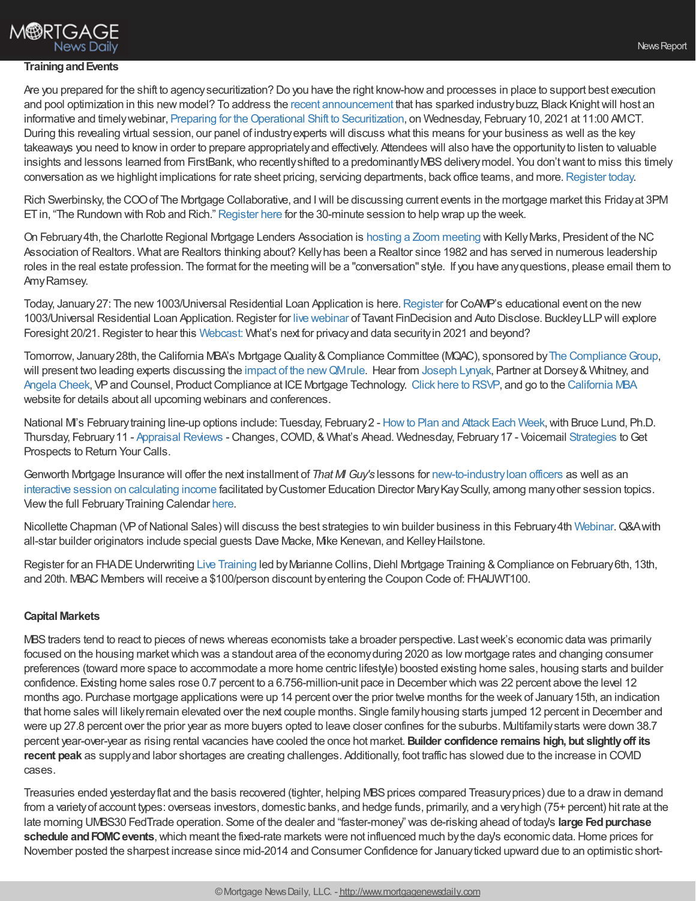**Training and Events**

Are you prepared for the shift to agency securitization? Do you have the right know-how and processes in place to support best execution and pool optimization in this new model? To address the recent announcement that has sparked industry buzz, Black Knight will host an informative and timely webinar, Preparing for the Operational Shift to Securitization, on Wednesday, February 10, 2021 at 11:00 AM CT. During this revealing virtual session, our panel of industry experts will discuss what this means for your business as well as the key takeaways you need to know in order to prepare appropriately and effectively. Attendees will also have the opportunity to listen to valuable insights and lessons learned from FirstBank, who recently shifted to a predominantly MBS delivery model. You don't want to miss this timely conversation as we highlight implications for rate sheet pricing, servicing departments, back office teams, and more. Register today.

Rich Swerbinsky, the COO of The Mortgage Collaborative, and I will be discussing current events in the mortgage market this Friday at 3PM ET in, "The Rundown with Rob and Rich." Register here for the 30-minute session to help wrap up the week.

On February 4th, the Charlotte Regional Mortgage Lenders Association is hosting a Zoom meeting with Kelly Marks, President of the NC Association of Realtors. What are Realtors thinking about? Kelly has been a Realtor since 1982 and has served in numerous leadership roles in the real estate profession. The format for the meeting will be a "conversation" style. If you have any questions, please email them to Amy Ramsey.

Today, January 27: The new 1003/Universal Residential Loan Application is here. Register for CoAMP's educational event on the new 1003/Universal Residential Loan Application. Register for live webinar of Tavant FinDecision and Auto Disclose. Buckley LLP will explore Foresight 20/21. Register to hear this Webcast: What's next for privacy and data security in 2021 and beyond?

Tomorrow, January 28th, the California MBA's Mortgage Quality & Compliance Committee (MQAC), sponsored by The Compliance Group, will present two leading experts discussing the impact of the new QM rule. Hear from Joseph Lynyak, Partner at Dorsey & Whitney, and Angela Cheek, VP and Counsel, Product Compliance at ICE Mortgage Technology. Click here to RSVP, and go to the California MBA website for details about all upcoming webinars and conferences.

National MI's February training line-up options include: Tuesday, February 2 - How to Plan and Attack Each Week, with Bruce Lund, Ph.D. Thursday, February 11 - Appraisal Reviews - Changes, COVID, & What's Ahead. Wednesday, February 17 - Voicemail Strategies to Get Prospects to Return Your Calls.

Genworth Mortgage Insurance will offer the next installment of *That MI Guy's* lessons for new-to-industry loan officers as well as an interactive session on calculating income facilitated by Customer Education Director Mary Kay Scully, among many other session topics. View the full February Training Calendar here.

Nicollette Chapman (VP of National Sales) will discuss the best strategies to win builder business in this February 4th Webinar. Q&A with all-star builder originators include special guests Dave Macke, Mike Kenevan, and Kelley Hailstone.

Register for an FHA DE Underwriting Live Training led by Marianne Collins, Diehl Mortgage Training & Compliance on February 6th, 13th, and 20th. MBAC Members will receive a $100/person discount by entering the Coupon Code of: FHAUWT100.

**Capital Markets**

MBS traders tend to react to pieces of news whereas economists take a broader perspective. Last week's economic data was primarily focused on the housing market which was a standout area of the economy during 2020 as low mortgage rates and changing consumer preferences (toward more space to accommodate a more home centric lifestyle) boosted existing home sales, housing starts and builder confidence. Existing home sales rose 0.7 percent to a 6.756-million-unit pace in December which was 22 percent above the level 12 months ago. Purchase mortgage applications were up 14 percent over the prior twelve months for the week of January 15th, an indication that home sales will likely remain elevated over the next couple months. Single family housing starts jumped 12 percent in December and were up 27.8 percent over the prior year as more buyers opted to leave closer confines for the suburbs. Multifamily starts were down 38.7 percent year-over-year as rising rental vacancies have cooled the once hot market. **Builder confidence remains high, but slightly off its recent peak** as supply and labor shortages are creating challenges. Additionally, foot traffic has slowed due to the increase in COVID cases.

Treasuries ended yesterday flat and the basis recovered (tighter, helping MBS prices compared Treasury prices) due to a draw in demand from a variety of account types: overseas investors, domestic banks, and hedge funds, primarily, and a very high (75+ percent) hit rate at the late morning UMBS30 FedTrade operation. Some of the dealer and "faster-money" was de-risking ahead of today's **large Fed purchase schedule and FOMC events**, which meant the fixed-rate markets were not influenced much by the day's economic data. Home prices for November posted the sharpest increase since mid-2014 and Consumer Confidence for January ticked upward due to an optimistic short-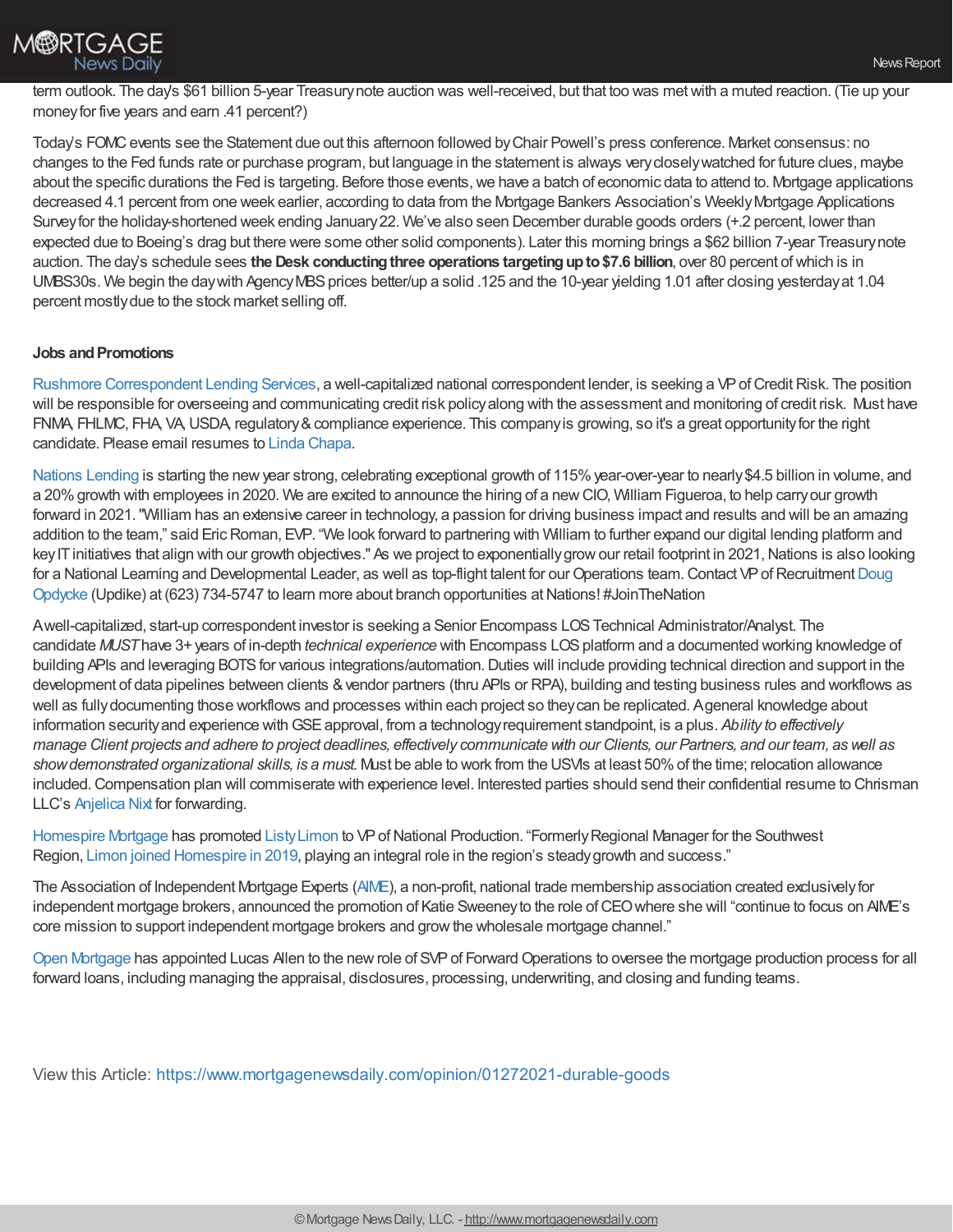term outlook. The day's $61 billion 5-year Treasury note auction was well-received, but that too was met with a muted reaction. (Tie up your money for five years and earn .41 percent?)

Today's FOMC events see the Statement due out this afternoon followed by Chair Powell's press conference. Market consensus: no changes to the Fed funds rate or purchase program, but language in the statement is always very closely watched for future clues, maybe about the specific durations the Fed is targeting. Before those events, we have a batch of economic data to attend to. Mortgage applications decreased 4.1 percent from one week earlier, according to data from the Mortgage Bankers Association's Weekly Mortgage Applications Survey for the holiday-shortened week ending January 22. We've also seen December durable goods orders (+.2 percent, lower than expected due to Boeing's drag but there were some other solid components). Later this morning brings a $62 billion 7-year Treasury note auction. The day's schedule sees **the Desk conducting three operations targeting up to $7.6 billion**, over 80 percent of which is in UMBS30s. We begin the day with Agency MBS prices better/up a solid .125 and the 10-year yielding 1.01 after closing yesterday at 1.04 percent mostly due to the stock market selling off.

**Jobs and Promotions**

Rushmore Correspondent Lending Services, a well-capitalized national correspondent lender, is seeking a VP of Credit Risk. The position will be responsible for overseeing and communicating credit risk policy along with the assessment and monitoring of credit risk. Must have FNMA, FHLMC, FHA, VA, USDA, regulatory & compliance experience. This company is growing, so it's a great opportunity for the right candidate. Please email resumes to Linda Chapa.

Nations Lending is starting the new year strong, celebrating exceptional growth of 115% year-over-year to nearly $4.5 billion in volume, and a 20% growth with employees in 2020. We are excited to announce the hiring of a new CIO, William Figueroa, to help carry our growth forward in 2021. "William has an extensive career in technology, a passion for driving business impact and results and will be an amazing addition to the team," said Eric Roman, EVP. "We look forward to partnering with William to further expand our digital lending platform and key IT initiatives that align with our growth objectives." As we project to exponentially grow our retail footprint in 2021, Nations is also looking for a National Learning and Developmental Leader, as well as top-flight talent for our Operations team. Contact VP of Recruitment Doug Opdycke (Updike) at (623) 734-5747 to learn more about branch opportunities at Nations! #JoinTheNation

A well-capitalized, start-up correspondent investor is seeking a Senior Encompass LOS Technical Administrator/Analyst. The candidate *MUST* have 3+ years of in-depth *technical experience* with Encompass LOS platform and a documented working knowledge of building APIs and leveraging BOTS for various integrations/automation. Duties will include providing technical direction and support in the development of data pipelines between clients & vendor partners (thru APIs or RPA), building and testing business rules and workflows as well as fully documenting those workflows and processes within each project so they can be replicated. A general knowledge about information security and experience with GSE approval, from a technology requirement standpoint, is a plus. *Ability to effectively manage Client projects and adhere to project deadlines, effectively communicate with our Clients, our Partners, and our team, as well as show demonstrated organizational skills, is a must.* Must be able to work from the USVIs at least 50% of the time; relocation allowance included. Compensation plan will commiserate with experience level. Interested parties should send their confidential resume to Chrisman LLC's Anjelica Nixt for forwarding.

Homespire Mortgage has promoted Listy Limon to VP of National Production. "Formerly Regional Manager for the Southwest Region, Limon joined Homespire in 2019, playing an integral role in the region's steady growth and success."

The Association of Independent Mortgage Experts (AIME), a non-profit, national trade membership association created exclusively for independent mortgage brokers, announced the promotion of Katie Sweeney to the role of CEO where she will "continue to focus on AIME's core mission to support independent mortgage brokers and grow the wholesale mortgage channel."

Open Mortgage has appointed Lucas Allen to the new role of SVP of Forward Operations to oversee the mortgage production process for all forward loans, including managing the appraisal, disclosures, processing, underwriting, and closing and funding teams.

View this Article: https://www.mortgagenewsdaily.com/opinion/01272021-durable-goods